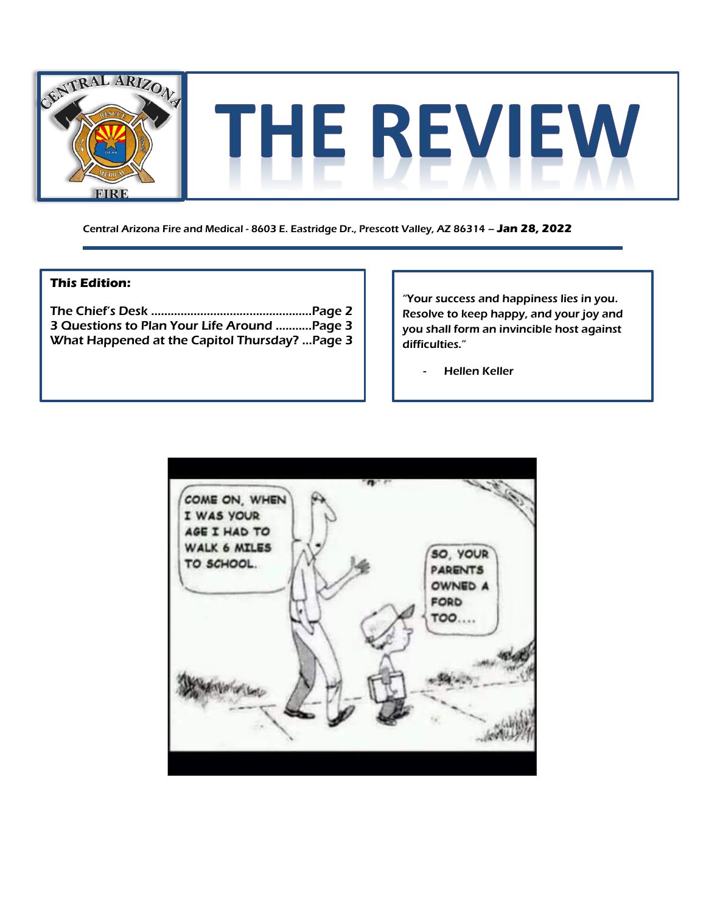# THE REVIEW

Central Arizona Fire and Medical - 8603 E. Eastridge Dr., Prescott Valley, AZ 86314 – **Jan 28, 2022**

**This Edition:**

The Chief's Desk ................................................Page 2
3 Questions to Plan Your Life Around ...........Page 3
What Happened at the Capitol Thursday? ...Page 3

"Your success and happiness lies in you. Resolve to keep happy, and your joy and you shall form an invincible host against difficulties."

- Hellen Keller

COME ON, WHEN I WAS YOUR AGE I HAD TO WALK 6 MILES TO SCHOOL.

SO, YOUR PARENTS OWNED A FORD TOO....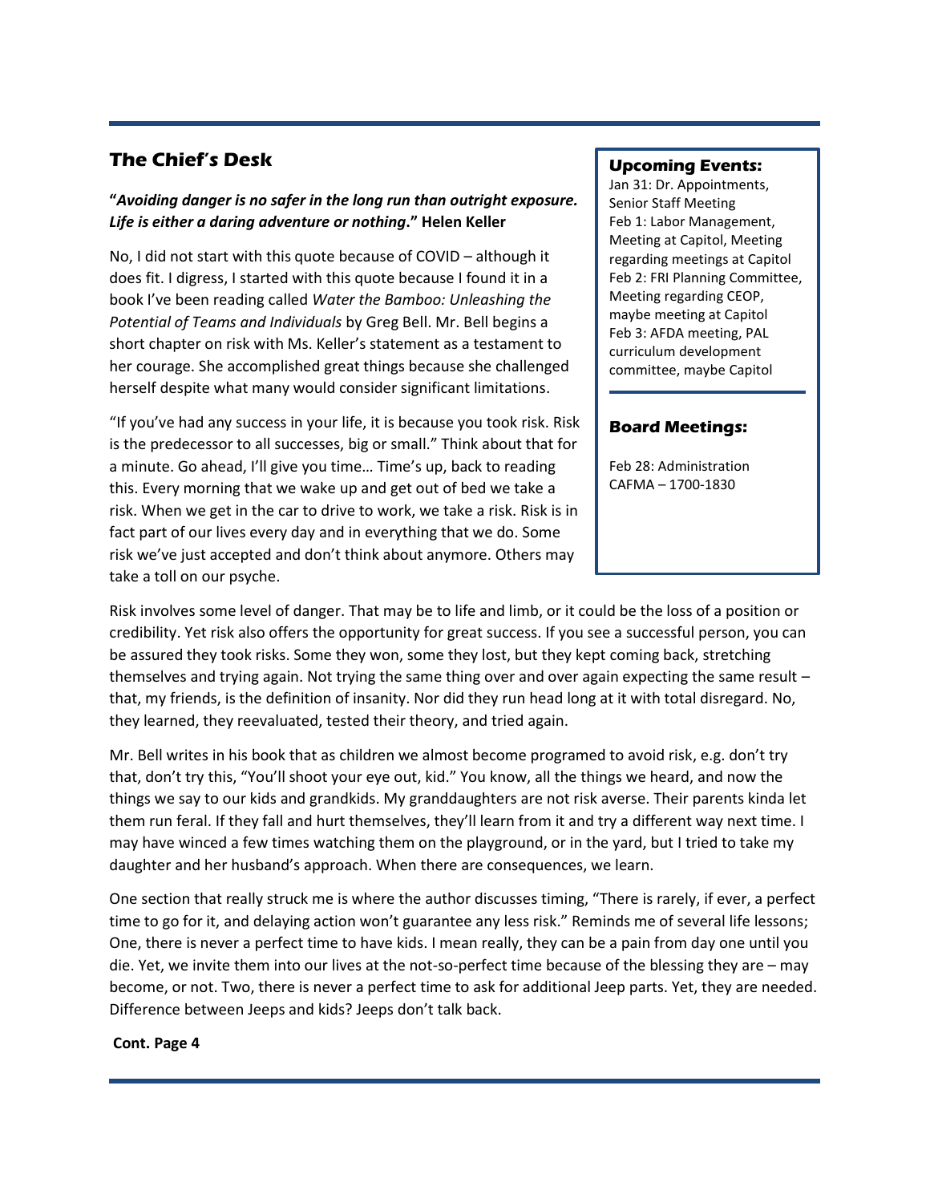## The Chief's Desk

**"*Avoiding danger is no safer in the long run than outright exposure. Life is either a daring adventure or nothing*." Helen Keller**

No, I did not start with this quote because of COVID – although it does fit. I digress, I started with this quote because I found it in a book I've been reading called *Water the Bamboo: Unleashing the Potential of Teams and Individuals* by Greg Bell. Mr. Bell begins a short chapter on risk with Ms. Keller's statement as a testament to her courage. She accomplished great things because she challenged herself despite what many would consider significant limitations.

"If you've had any success in your life, it is because you took risk. Risk is the predecessor to all successes, big or small." Think about that for a minute. Go ahead, I'll give you time… Time's up, back to reading this. Every morning that we wake up and get out of bed we take a risk. When we get in the car to drive to work, we take a risk. Risk is in fact part of our lives every day and in everything that we do. Some risk we've just accepted and don't think about anymore. Others may take a toll on our psyche.

Risk involves some level of danger. That may be to life and limb, or it could be the loss of a position or credibility. Yet risk also offers the opportunity for great success. If you see a successful person, you can be assured they took risks. Some they won, some they lost, but they kept coming back, stretching themselves and trying again. Not trying the same thing over and over again expecting the same result – that, my friends, is the definition of insanity. Nor did they run head long at it with total disregard. No, they learned, they reevaluated, tested their theory, and tried again.

Mr. Bell writes in his book that as children we almost become programed to avoid risk, e.g. don't try that, don't try this, "You'll shoot your eye out, kid." You know, all the things we heard, and now the things we say to our kids and grandkids. My granddaughters are not risk averse. Their parents kinda let them run feral. If they fall and hurt themselves, they'll learn from it and try a different way next time. I may have winced a few times watching them on the playground, or in the yard, but I tried to take my daughter and her husband's approach. When there are consequences, we learn.

One section that really struck me is where the author discusses timing, "There is rarely, if ever, a perfect time to go for it, and delaying action won't guarantee any less risk." Reminds me of several life lessons; One, there is never a perfect time to have kids. I mean really, they can be a pain from day one until you die. Yet, we invite them into our lives at the not-so-perfect time because of the blessing they are – may become, or not. Two, there is never a perfect time to ask for additional Jeep parts. Yet, they are needed. Difference between Jeeps and kids? Jeeps don't talk back.

**Cont. Page 4**

### Upcoming Events:

Jan 31: Dr. Appointments, Senior Staff Meeting
Feb 1: Labor Management, Meeting at Capitol, Meeting regarding meetings at Capitol
Feb 2: FRI Planning Committee, Meeting regarding CEOP, maybe meeting at Capitol
Feb 3: AFDA meeting, PAL curriculum development committee, maybe Capitol

### Board Meetings:

Feb 28: Administration CAFMA – 1700-1830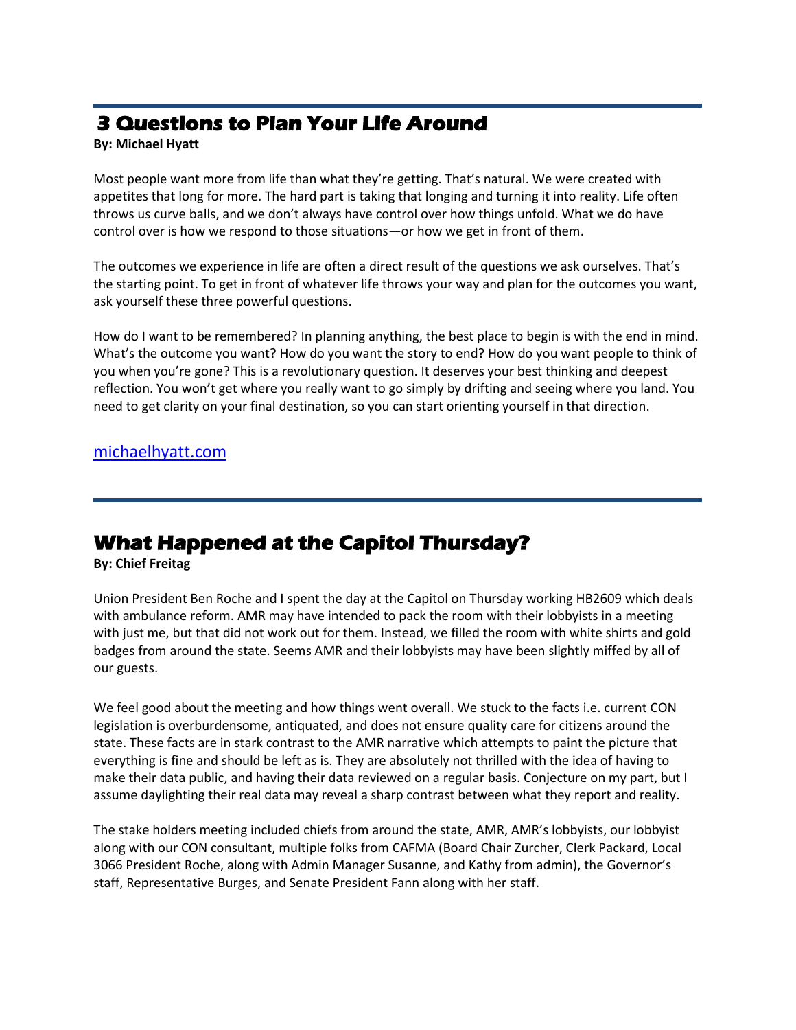## 3 Questions to Plan Your Life Around

**By: Michael Hyatt**

Most people want more from life than what they're getting. That's natural. We were created with appetites that long for more. The hard part is taking that longing and turning it into reality. Life often throws us curve balls, and we don't always have control over how things unfold. What we do have control over is how we respond to those situations—or how we get in front of them.

The outcomes we experience in life are often a direct result of the questions we ask ourselves. That's the starting point. To get in front of whatever life throws your way and plan for the outcomes you want, ask yourself these three powerful questions.

How do I want to be remembered? In planning anything, the best place to begin is with the end in mind. What's the outcome you want? How do you want the story to end? How do you want people to think of you when you're gone? This is a revolutionary question. It deserves your best thinking and deepest reflection. You won't get where you really want to go simply by drifting and seeing where you land. You need to get clarity on your final destination, so you can start orienting yourself in that direction.

michaelhyatt.com

## What Happened at the Capitol Thursday?

**By: Chief Freitag**

Union President Ben Roche and I spent the day at the Capitol on Thursday working HB2609 which deals with ambulance reform. AMR may have intended to pack the room with their lobbyists in a meeting with just me, but that did not work out for them. Instead, we filled the room with white shirts and gold badges from around the state. Seems AMR and their lobbyists may have been slightly miffed by all of our guests.

We feel good about the meeting and how things went overall. We stuck to the facts i.e. current CON legislation is overburdensome, antiquated, and does not ensure quality care for citizens around the state. These facts are in stark contrast to the AMR narrative which attempts to paint the picture that everything is fine and should be left as is. They are absolutely not thrilled with the idea of having to make their data public, and having their data reviewed on a regular basis. Conjecture on my part, but I assume daylighting their real data may reveal a sharp contrast between what they report and reality.

The stake holders meeting included chiefs from around the state, AMR, AMR's lobbyists, our lobbyist along with our CON consultant, multiple folks from CAFMA (Board Chair Zurcher, Clerk Packard, Local 3066 President Roche, along with Admin Manager Susanne, and Kathy from admin), the Governor's staff, Representative Burges, and Senate President Fann along with her staff.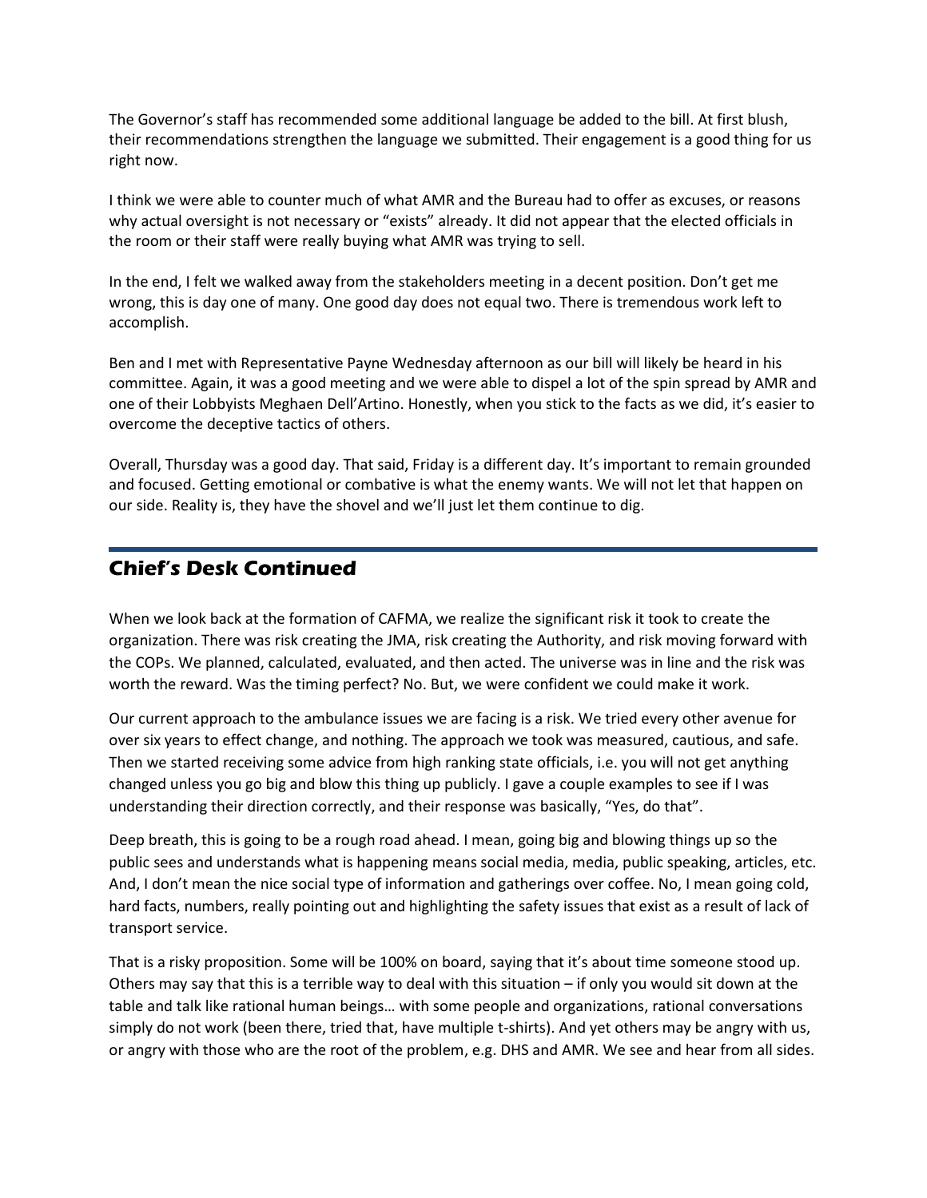The Governor's staff has recommended some additional language be added to the bill. At first blush, their recommendations strengthen the language we submitted. Their engagement is a good thing for us right now.

I think we were able to counter much of what AMR and the Bureau had to offer as excuses, or reasons why actual oversight is not necessary or "exists" already. It did not appear that the elected officials in the room or their staff were really buying what AMR was trying to sell.

In the end, I felt we walked away from the stakeholders meeting in a decent position. Don't get me wrong, this is day one of many. One good day does not equal two. There is tremendous work left to accomplish.

Ben and I met with Representative Payne Wednesday afternoon as our bill will likely be heard in his committee. Again, it was a good meeting and we were able to dispel a lot of the spin spread by AMR and one of their Lobbyists Meghaen Dell'Artino. Honestly, when you stick to the facts as we did, it's easier to overcome the deceptive tactics of others.

Overall, Thursday was a good day. That said, Friday is a different day. It's important to remain grounded and focused. Getting emotional or combative is what the enemy wants. We will not let that happen on our side. Reality is, they have the shovel and we'll just let them continue to dig.

## Chief's Desk Continued

When we look back at the formation of CAFMA, we realize the significant risk it took to create the organization. There was risk creating the JMA, risk creating the Authority, and risk moving forward with the COPs. We planned, calculated, evaluated, and then acted. The universe was in line and the risk was worth the reward. Was the timing perfect? No. But, we were confident we could make it work.

Our current approach to the ambulance issues we are facing is a risk. We tried every other avenue for over six years to effect change, and nothing. The approach we took was measured, cautious, and safe. Then we started receiving some advice from high ranking state officials, i.e. you will not get anything changed unless you go big and blow this thing up publicly. I gave a couple examples to see if I was understanding their direction correctly, and their response was basically, "Yes, do that".

Deep breath, this is going to be a rough road ahead. I mean, going big and blowing things up so the public sees and understands what is happening means social media, media, public speaking, articles, etc. And, I don't mean the nice social type of information and gatherings over coffee. No, I mean going cold, hard facts, numbers, really pointing out and highlighting the safety issues that exist as a result of lack of transport service.

That is a risky proposition. Some will be 100% on board, saying that it's about time someone stood up. Others may say that this is a terrible way to deal with this situation – if only you would sit down at the table and talk like rational human beings… with some people and organizations, rational conversations simply do not work (been there, tried that, have multiple t-shirts). And yet others may be angry with us, or angry with those who are the root of the problem, e.g. DHS and AMR. We see and hear from all sides.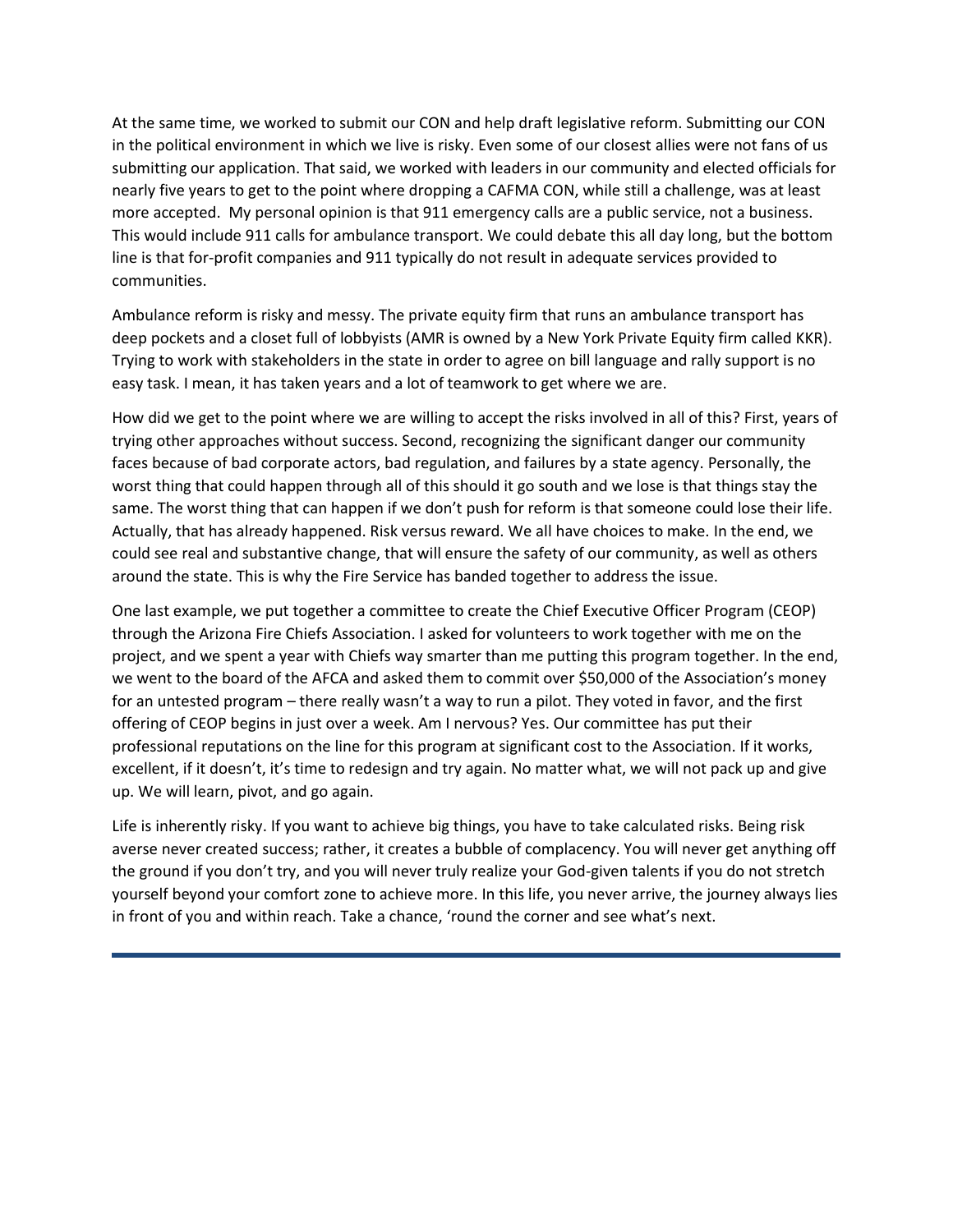At the same time, we worked to submit our CON and help draft legislative reform. Submitting our CON in the political environment in which we live is risky. Even some of our closest allies were not fans of us submitting our application. That said, we worked with leaders in our community and elected officials for nearly five years to get to the point where dropping a CAFMA CON, while still a challenge, was at least more accepted. My personal opinion is that 911 emergency calls are a public service, not a business. This would include 911 calls for ambulance transport. We could debate this all day long, but the bottom line is that for-profit companies and 911 typically do not result in adequate services provided to communities.

Ambulance reform is risky and messy. The private equity firm that runs an ambulance transport has deep pockets and a closet full of lobbyists (AMR is owned by a New York Private Equity firm called KKR). Trying to work with stakeholders in the state in order to agree on bill language and rally support is no easy task. I mean, it has taken years and a lot of teamwork to get where we are.

How did we get to the point where we are willing to accept the risks involved in all of this? First, years of trying other approaches without success. Second, recognizing the significant danger our community faces because of bad corporate actors, bad regulation, and failures by a state agency. Personally, the worst thing that could happen through all of this should it go south and we lose is that things stay the same. The worst thing that can happen if we don't push for reform is that someone could lose their life. Actually, that has already happened. Risk versus reward. We all have choices to make. In the end, we could see real and substantive change, that will ensure the safety of our community, as well as others around the state. This is why the Fire Service has banded together to address the issue.

One last example, we put together a committee to create the Chief Executive Officer Program (CEOP) through the Arizona Fire Chiefs Association. I asked for volunteers to work together with me on the project, and we spent a year with Chiefs way smarter than me putting this program together. In the end, we went to the board of the AFCA and asked them to commit over $50,000 of the Association's money for an untested program – there really wasn't a way to run a pilot. They voted in favor, and the first offering of CEOP begins in just over a week. Am I nervous? Yes. Our committee has put their professional reputations on the line for this program at significant cost to the Association. If it works, excellent, if it doesn't, it's time to redesign and try again. No matter what, we will not pack up and give up. We will learn, pivot, and go again.

Life is inherently risky. If you want to achieve big things, you have to take calculated risks. Being risk averse never created success; rather, it creates a bubble of complacency. You will never get anything off the ground if you don't try, and you will never truly realize your God-given talents if you do not stretch yourself beyond your comfort zone to achieve more. In this life, you never arrive, the journey always lies in front of you and within reach. Take a chance, 'round the corner and see what's next.